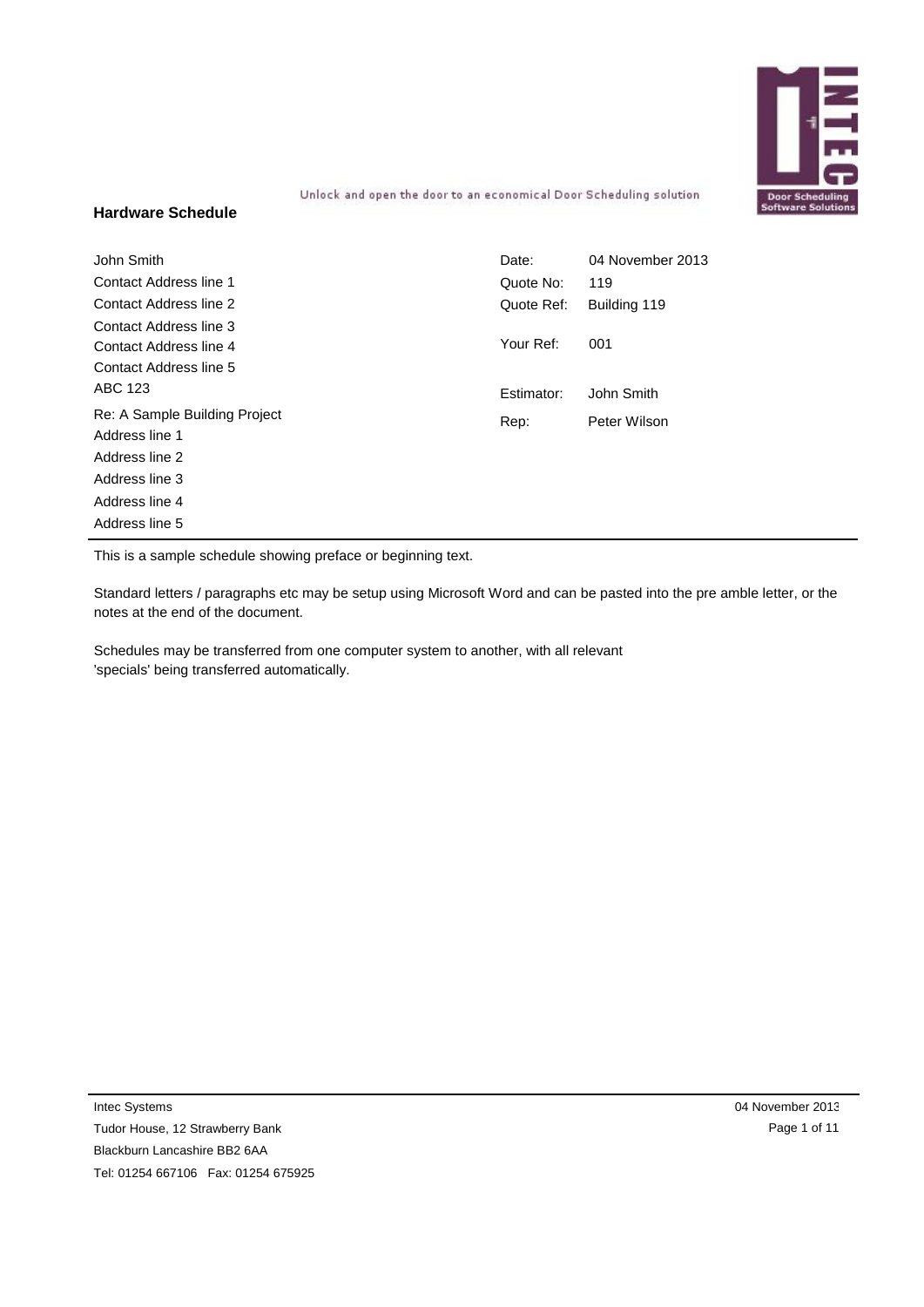Unlock and open the door to an economical Door Scheduling solution

## Hardware Schedule

| | | | |
|---|---|---|---|
| John Smith | | Date: | 04 November 2013 |
| Contact Address line 1 | | Quote No: | 119 |
| Contact Address line 2 | | Quote Ref: | Building 119 |
| Contact Address line 3 | | | |
| Contact Address line 4 | | Your Ref: | 001 |
| Contact Address line 5 | | | |
| ABC 123 | | Estimator: | John Smith |
| Re: A Sample Building Project | | Rep: | Peter Wilson |
| Address line 1 | | | |
| Address line 2 | | | |
| Address line 3 | | | |
| Address line 4 | | | |
| Address line 5 | | | |

This is a sample schedule showing preface or beginning text.

Standard letters / paragraphs etc may be setup using Microsoft Word and can be pasted into the pre amble letter, or the notes at the end of the document.

Schedules may be transferred from one computer system to another, with all relevant 'specials' being transferred automatically.

Intec Systems
Tudor House, 12 Strawberry Bank
Blackburn Lancashire BB2 6AA
Tel: 01254 667106 Fax: 01254 675925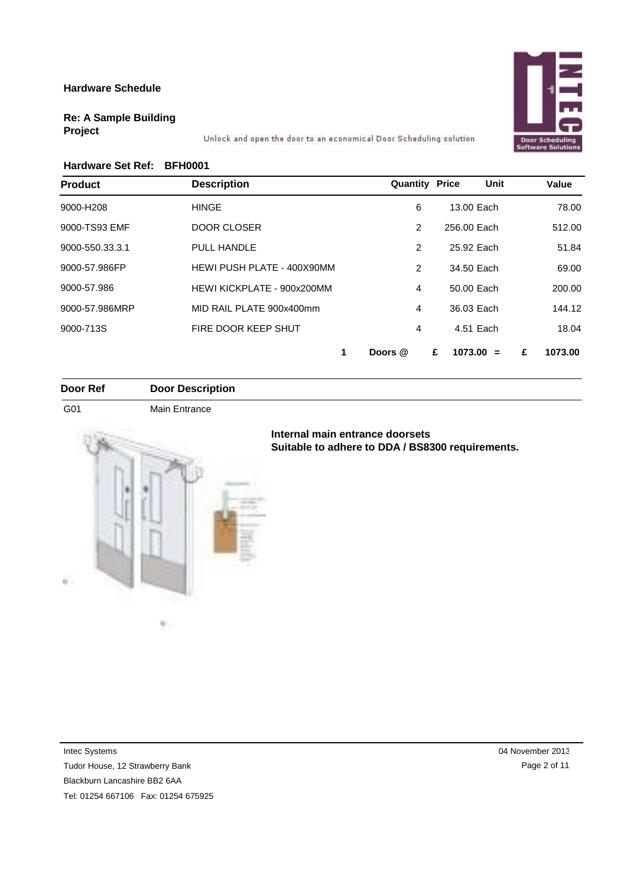**Hardware Schedule**

**Re: A Sample Building Project**

Unlock and open the door to an economical Door Scheduling solution

**Hardware Set Ref: BFH0001**

| Product | Description | Quantity | Price | Unit | Value |
|---|---|---|---|---|---|
| 9000-H208 | HINGE | 6 | 13.00 | Each | 78.00 |
| 9000-TS93 EMF | DOOR CLOSER | 2 | 256.00 | Each | 512.00 |
| 9000-550.33.3.1 | PULL HANDLE | 2 | 25.92 | Each | 51.84 |
| 9000-57.986FP | HEWI PUSH PLATE - 400X90MM | 2 | 34.50 | Each | 69.00 |
| 9000-57.986 | HEWI KICKPLATE - 900x200MM | 4 | 50.00 | Each | 200.00 |
| 9000-57.986MRP | MID RAIL PLATE 900x400mm | 4 | 36.03 | Each | 144.12 |
| 9000-713S | FIRE DOOR KEEP SHUT | 4 | 4.51 | Each | 18.04 |

**1 Doors @ £ 1073.00 = £ 1073.00**

| Door Ref | Door Description |
|---|---|
| G01 | Main Entrance |

**Internal main entrance doorsets**
**Suitable to adhere to DDA / BS8300 requirements.**

Intec Systems
Tudor House, 12 Strawberry Bank
Blackburn Lancashire BB2 6AA
Tel: 01254 667106 Fax: 01254 675925

04 November 2013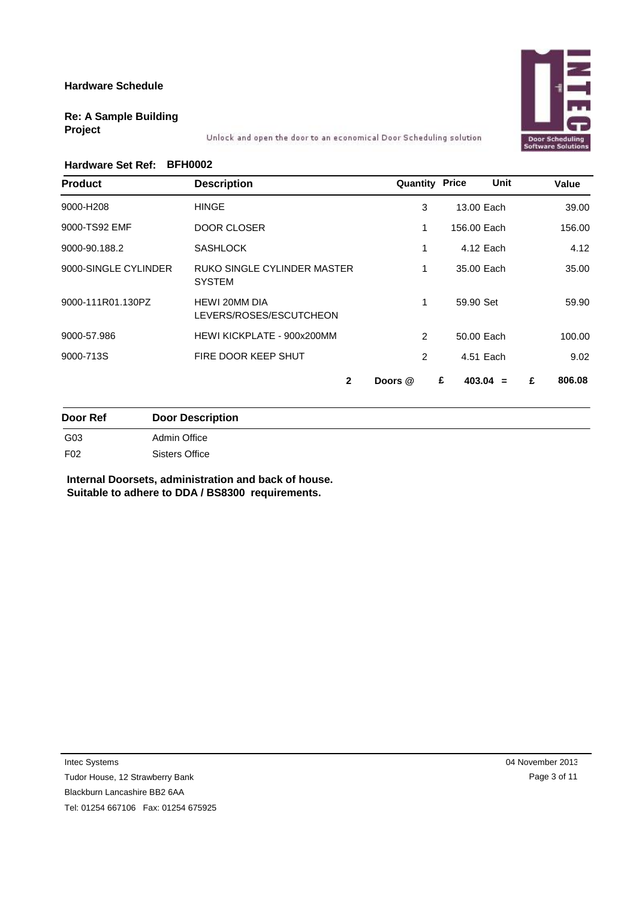**Hardware Schedule**

**Re: A Sample Building Project**

Unlock and open the door to an economical Door Scheduling solution

**Hardware Set Ref: BFH0002**

| Product | Description | Quantity | Price | Unit | Value |
|---|---|---|---|---|---|
| 9000-H208 | HINGE | 3 | 13.00 | Each | 39.00 |
| 9000-TS92 EMF | DOOR CLOSER | 1 | 156.00 | Each | 156.00 |
| 9000-90.188.2 | SASHLOCK | 1 | 4.12 | Each | 4.12 |
| 9000-SINGLE CYLINDER | RUKO SINGLE CYLINDER MASTER SYSTEM | 1 | 35.00 | Each | 35.00 |
| 9000-111R01.130PZ | HEWI 20MM DIA LEVERS/ROSES/ESCUTCHEON | 1 | 59.90 | Set | 59.90 |
| 9000-57.986 | HEWI KICKPLATE - 900x200MM | 2 | 50.00 | Each | 100.00 |
| 9000-713S | FIRE DOOR KEEP SHUT | 2 | 4.51 | Each | 9.02 |
| | **2** | **Doors @** | **£** | **403.04 =** | **£ 806.08** |

| Door Ref | Door Description |
|---|---|
| G03 | Admin Office |
| F02 | Sisters Office |

**Internal Doorsets, administration and back of house.**
**Suitable to adhere to DDA / BS8300 requirements.**

Intec Systems
Tudor House, 12 Strawberry Bank
Blackburn Lancashire BB2 6AA
Tel: 01254 667106 Fax: 01254 675925

04 November 2013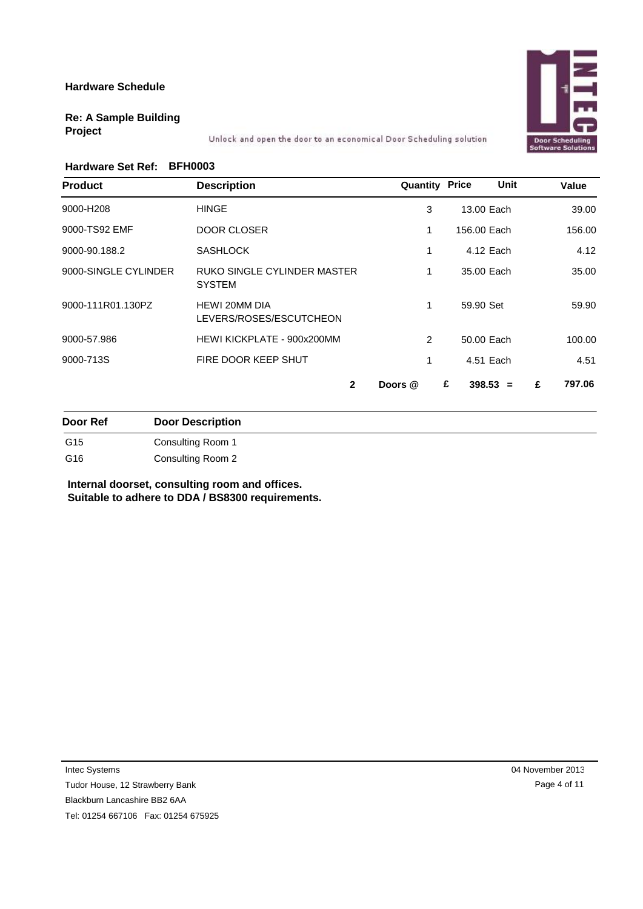**Hardware Schedule**

**Re: A Sample Building Project**

Unlock and open the door to an economical Door Scheduling solution

**Hardware Set Ref: BFH0003**

| Product | Description | Quantity | Price | Unit | Value |
|---|---|---|---|---|---|
| 9000-H208 | HINGE | 3 | 13.00 | Each | 39.00 |
| 9000-TS92 EMF | DOOR CLOSER | 1 | 156.00 | Each | 156.00 |
| 9000-90.188.2 | SASHLOCK | 1 | 4.12 | Each | 4.12 |
| 9000-SINGLE CYLINDER | RUKO SINGLE CYLINDER MASTER SYSTEM | 1 | 35.00 | Each | 35.00 |
| 9000-111R01.130PZ | HEWI 20MM DIA LEVERS/ROSES/ESCUTCHEON | 1 | 59.90 | Set | 59.90 |
| 9000-57.986 | HEWI KICKPLATE - 900x200MM | 2 | 50.00 | Each | 100.00 |
| 9000-713S | FIRE DOOR KEEP SHUT | 1 | 4.51 | Each | 4.51 |
| | **2** | **Doors @** | **£ 398.53** | **=** | **£ 797.06** |

| Door Ref | Door Description |
|---|---|
| G15 | Consulting Room 1 |
| G16 | Consulting Room 2 |

**Internal doorset, consulting room and offices.**
**Suitable to adhere to DDA / BS8300 requirements.**

Intec Systems
Tudor House, 12 Strawberry Bank
Blackburn Lancashire BB2 6AA
Tel: 01254 667106 Fax: 01254 675925

04 November 2013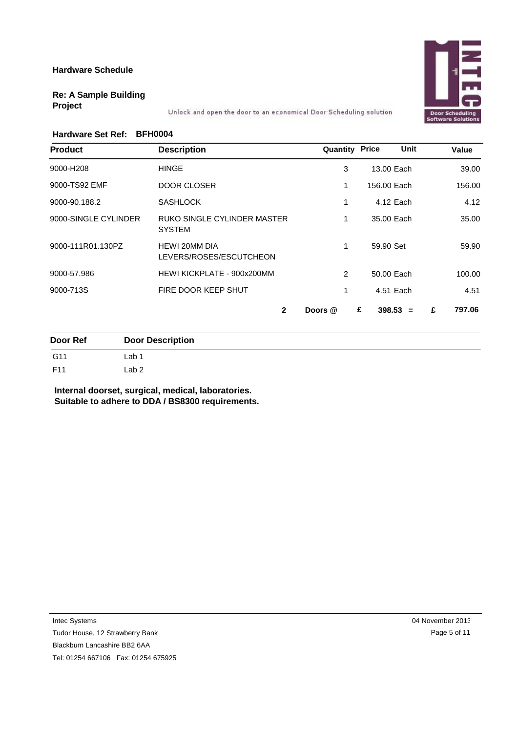**Hardware Schedule**

**Re: A Sample Building Project**

Unlock and open the door to an economical Door Scheduling solution

Door Scheduling Software Solutions

**Hardware Set Ref: BFH0004**

| Product | Description | Quantity | Price | Unit | Value |
|---|---|---|---|---|---|
| 9000-H208 | HINGE | 3 | 13.00 | Each | 39.00 |
| 9000-TS92 EMF | DOOR CLOSER | 1 | 156.00 | Each | 156.00 |
| 9000-90.188.2 | SASHLOCK | 1 | 4.12 | Each | 4.12 |
| 9000-SINGLE CYLINDER | RUKO SINGLE CYLINDER MASTER SYSTEM | 1 | 35.00 | Each | 35.00 |
| 9000-111R01.130PZ | HEWI 20MM DIA LEVERS/ROSES/ESCUTCHEON | 1 | 59.90 | Set | 59.90 |
| 9000-57.986 | HEWI KICKPLATE - 900x200MM | 2 | 50.00 | Each | 100.00 |
| 9000-713S | FIRE DOOR KEEP SHUT | 1 | 4.51 | Each | 4.51 |
| | **2** | **Doors @** | **£ 398.53** | **=** | **£ 797.06** |

| Door Ref | Door Description |
|---|---|
| G11 | Lab 1 |
| F11 | Lab 2 |

**Internal doorset, surgical, medical, laboratories.**
**Suitable to adhere to DDA / BS8300 requirements.**

Intec Systems
Tudor House, 12 Strawberry Bank
Blackburn Lancashire BB2 6AA
Tel: 01254 667106 Fax: 01254 675925

04 November 2013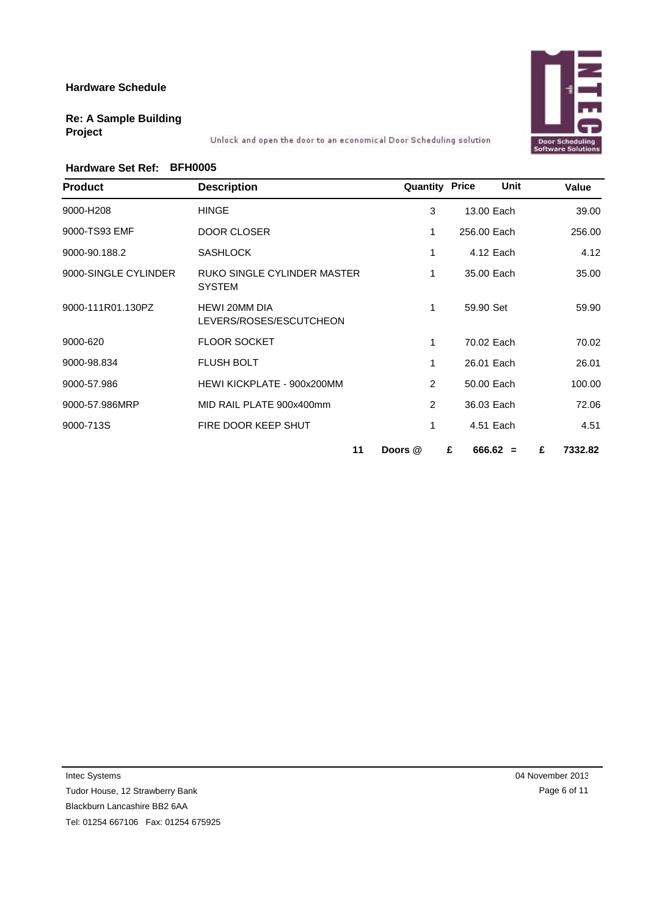**Hardware Schedule**

**Re: A Sample Building Project**

Unlock and open the door to an economical Door Scheduling solution

**Hardware Set Ref: BFH0005**

| Product | Description | Quantity | Price | Unit | Value |
|---|---|---|---|---|---|
| 9000-H208 | HINGE | 3 | 13.00 | Each | 39.00 |
| 9000-TS93 EMF | DOOR CLOSER | 1 | 256.00 | Each | 256.00 |
| 9000-90.188.2 | SASHLOCK | 1 | 4.12 | Each | 4.12 |
| 9000-SINGLE CYLINDER | RUKO SINGLE CYLINDER MASTER SYSTEM | 1 | 35.00 | Each | 35.00 |
| 9000-111R01.130PZ | HEWI 20MM DIA LEVERS/ROSES/ESCUTCHEON | 1 | 59.90 | Set | 59.90 |
| 9000-620 | FLOOR SOCKET | 1 | 70.02 | Each | 70.02 |
| 9000-98.834 | FLUSH BOLT | 1 | 26.01 | Each | 26.01 |
| 9000-57.986 | HEWI KICKPLATE - 900x200MM | 2 | 50.00 | Each | 100.00 |
| 9000-57.986MRP | MID RAIL PLATE 900x400mm | 2 | 36.03 | Each | 72.06 |
| 9000-713S | FIRE DOOR KEEP SHUT | 1 | 4.51 | Each | 4.51 |

**11 Doors @ £ 666.62 = £ 7332.82**

Intec Systems
Tudor House, 12 Strawberry Bank
Blackburn Lancashire BB2 6AA
Tel: 01254 667106 Fax: 01254 675925

04 November 2013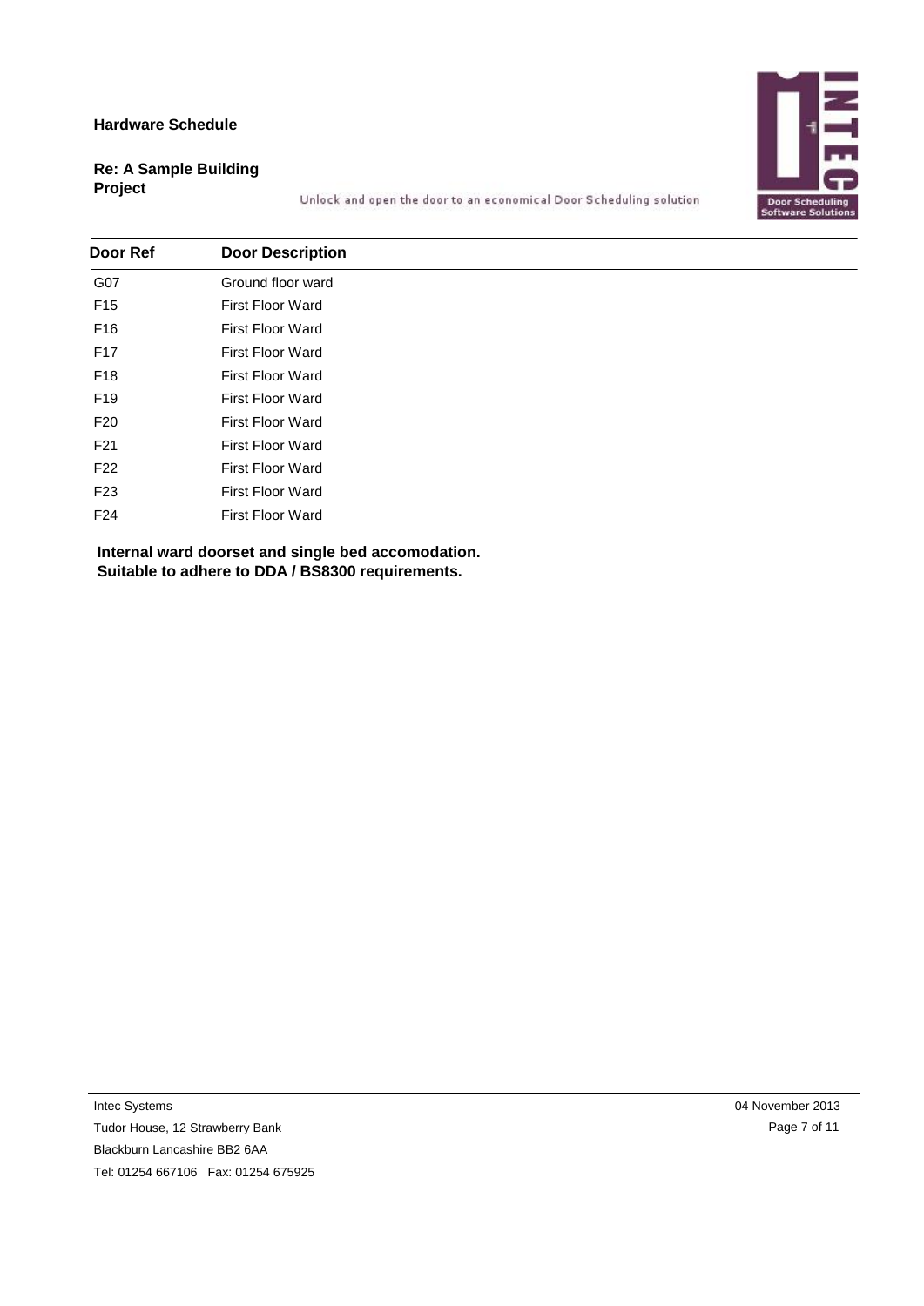**Hardware Schedule**

**Re: A Sample Building Project**

Unlock and open the door to an economical Door Scheduling solution

| Door Ref | Door Description |
| --- | --- |
| G07 | Ground floor ward |
| F15 | First Floor Ward |
| F16 | First Floor Ward |
| F17 | First Floor Ward |
| F18 | First Floor Ward |
| F19 | First Floor Ward |
| F20 | First Floor Ward |
| F21 | First Floor Ward |
| F22 | First Floor Ward |
| F23 | First Floor Ward |
| F24 | First Floor Ward |

**Internal ward doorset and single bed accomodation.**
**Suitable to adhere to DDA / BS8300 requirements.**

Intec Systems
Tudor House, 12 Strawberry Bank
Blackburn Lancashire BB2 6AA
Tel: 01254 667106 Fax: 01254 675925

04 November 2013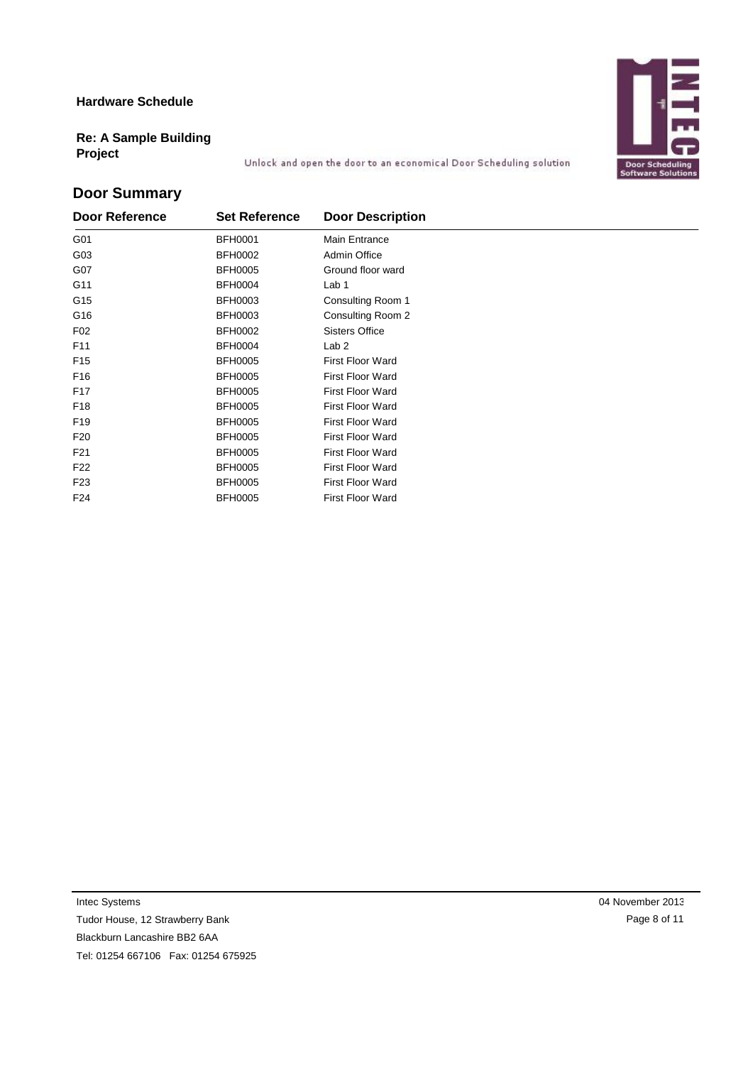**Hardware Schedule**

**Re: A Sample Building Project**

Unlock and open the door to an economical Door Scheduling solution

## Door Summary

| Door Reference | Set Reference | Door Description |
|---|---|---|
| G01 | BFH0001 | Main Entrance |
| G03 | BFH0002 | Admin Office |
| G07 | BFH0005 | Ground floor ward |
| G11 | BFH0004 | Lab 1 |
| G15 | BFH0003 | Consulting Room 1 |
| G16 | BFH0003 | Consulting Room 2 |
| F02 | BFH0002 | Sisters Office |
| F11 | BFH0004 | Lab 2 |
| F15 | BFH0005 | First Floor Ward |
| F16 | BFH0005 | First Floor Ward |
| F17 | BFH0005 | First Floor Ward |
| F18 | BFH0005 | First Floor Ward |
| F19 | BFH0005 | First Floor Ward |
| F20 | BFH0005 | First Floor Ward |
| F21 | BFH0005 | First Floor Ward |
| F22 | BFH0005 | First Floor Ward |
| F23 | BFH0005 | First Floor Ward |
| F24 | BFH0005 | First Floor Ward |

Intec Systems
Tudor House, 12 Strawberry Bank
Blackburn Lancashire BB2 6AA
Tel: 01254 667106 Fax: 01254 675925

04 November 2013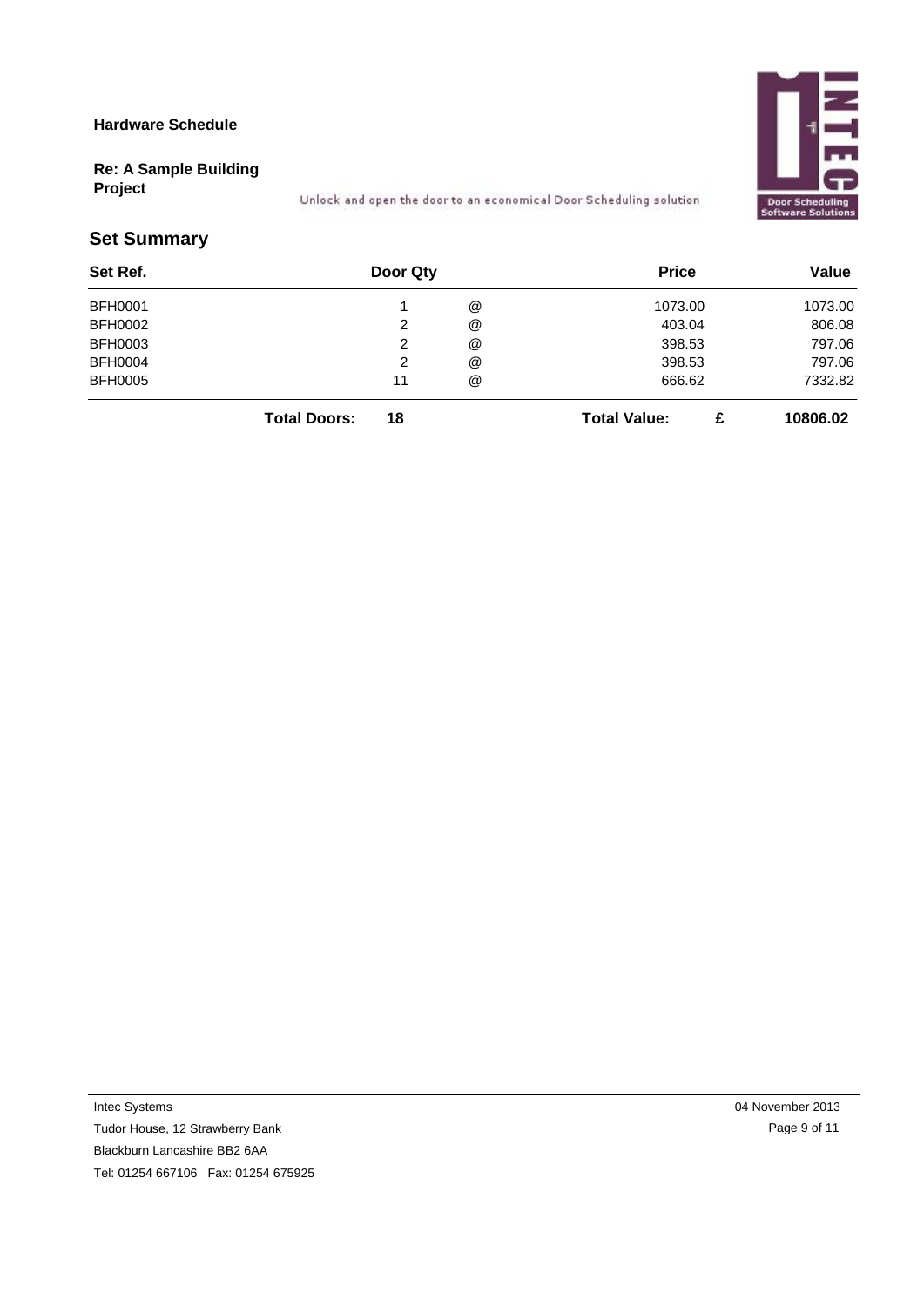**Hardware Schedule**

**Re: A Sample Building Project**

Unlock and open the door to an economical Door Scheduling solution

## Set Summary

| Set Ref. | Door Qty | | Price | Value |
|---|---|---|---|---|
| BFH0001 | 1 | @ | 1073.00 | 1073.00 |
| BFH0002 | 2 | @ | 403.04 | 806.08 |
| BFH0003 | 2 | @ | 398.53 | 797.06 |
| BFH0004 | 2 | @ | 398.53 | 797.06 |
| BFH0005 | 11 | @ | 666.62 | 7332.82 |
| **Total Doors:** | **18** | | **Total Value: £** | **10806.02** |

Intec Systems
Tudor House, 12 Strawberry Bank
Blackburn Lancashire BB2 6AA
Tel: 01254 667106 Fax: 01254 675925

04 November 2013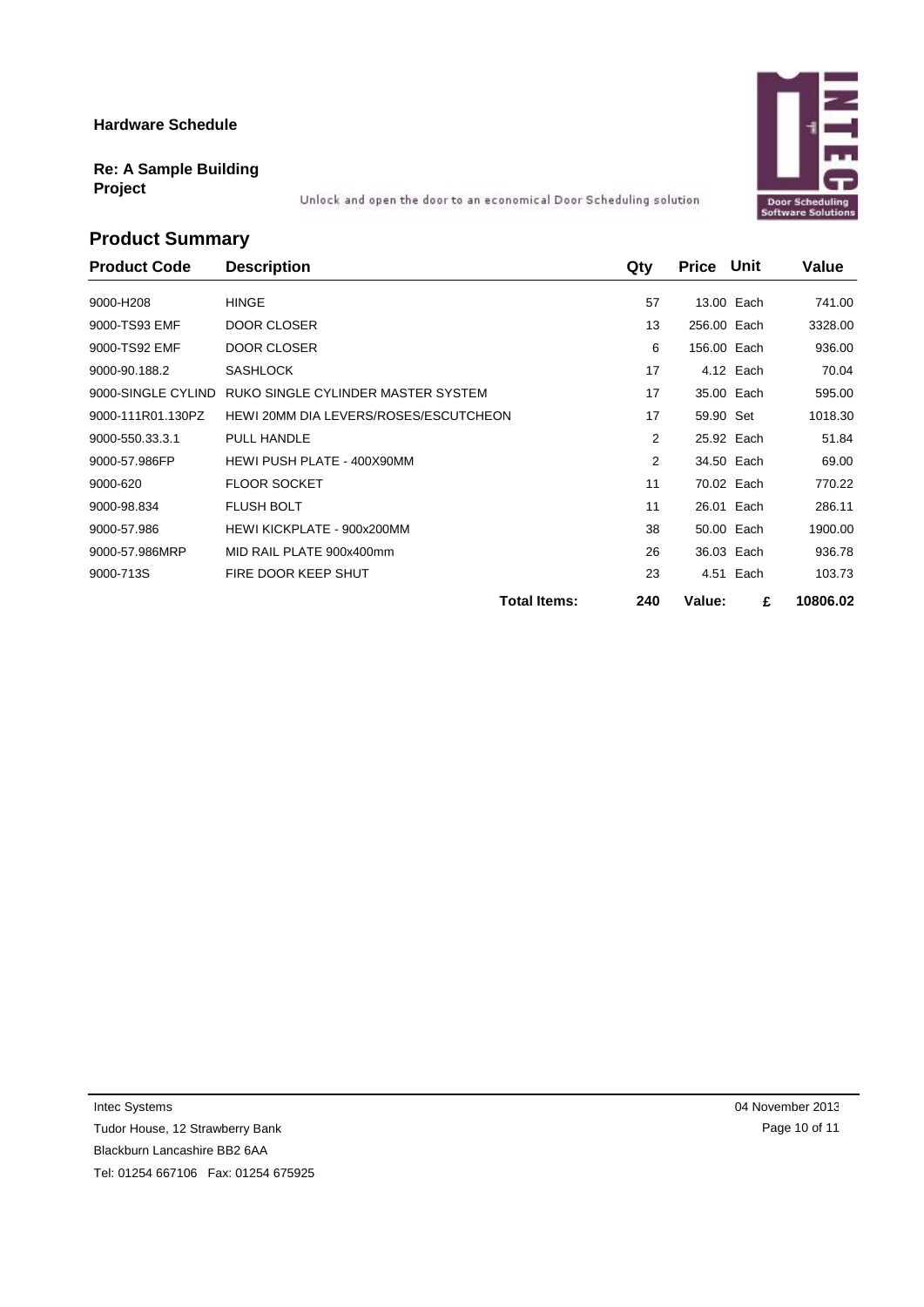**Hardware Schedule**

**Re: A Sample Building Project**

Unlock and open the door to an economical Door Scheduling solution

## Product Summary

| Product Code | Description | Qty | Price | Unit | Value |
|---|---|---|---|---|---|
| 9000-H208 | HINGE | 57 | 13.00 | Each | 741.00 |
| 9000-TS93 EMF | DOOR CLOSER | 13 | 256.00 | Each | 3328.00 |
| 9000-TS92 EMF | DOOR CLOSER | 6 | 156.00 | Each | 936.00 |
| 9000-90.188.2 | SASHLOCK | 17 | 4.12 | Each | 70.04 |
| 9000-SINGLE CYLIND | RUKO SINGLE CYLINDER MASTER SYSTEM | 17 | 35.00 | Each | 595.00 |
| 9000-111R01.130PZ | HEWI 20MM DIA LEVERS/ROSES/ESCUTCHEON | 17 | 59.90 | Set | 1018.30 |
| 9000-550.33.3.1 | PULL HANDLE | 2 | 25.92 | Each | 51.84 |
| 9000-57.986FP | HEWI PUSH PLATE - 400X90MM | 2 | 34.50 | Each | 69.00 |
| 9000-620 | FLOOR SOCKET | 11 | 70.02 | Each | 770.22 |
| 9000-98.834 | FLUSH BOLT | 11 | 26.01 | Each | 286.11 |
| 9000-57.986 | HEWI KICKPLATE - 900x200MM | 38 | 50.00 | Each | 1900.00 |
| 9000-57.986MRP | MID RAIL PLATE 900x400mm | 26 | 36.03 | Each | 936.78 |
| 9000-713S | FIRE DOOR KEEP SHUT | 23 | 4.51 | Each | 103.73 |
| | **Total Items:** | **240** | **Value:** | **£** | **10806.02** |

Intec Systems
Tudor House, 12 Strawberry Bank
Blackburn Lancashire BB2 6AA
Tel: 01254 667106 Fax: 01254 675925

04 November 2013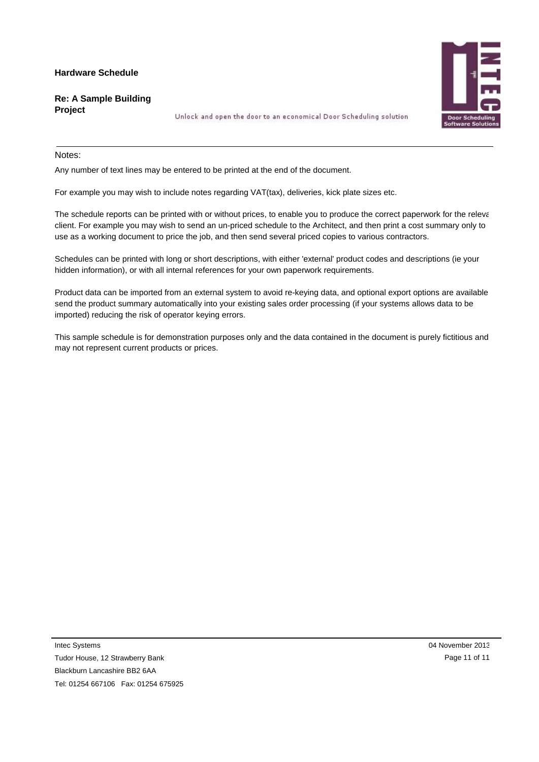Notes:

Any number of text lines may be entered to be printed at the end of the document.

For example you may wish to include notes regarding VAT(tax), deliveries, kick plate sizes etc.

The schedule reports can be printed with or without prices, to enable you to produce the correct paperwork for the releva client. For example you may wish to send an un-priced schedule to the Architect, and then print a cost summary only to use as a working document to price the job, and then send several priced copies to various contractors.

Schedules can be printed with long or short descriptions, with either 'external' product codes and descriptions (ie your hidden information), or with all internal references for your own paperwork requirements.

Product data can be imported from an external system to avoid re-keying data, and optional export options are available send the product summary automatically into your existing sales order processing (if your systems allows data to be imported) reducing the risk of operator keying errors.

This sample schedule is for demonstration purposes only and the data contained in the document is purely fictitious and may not represent current products or prices.